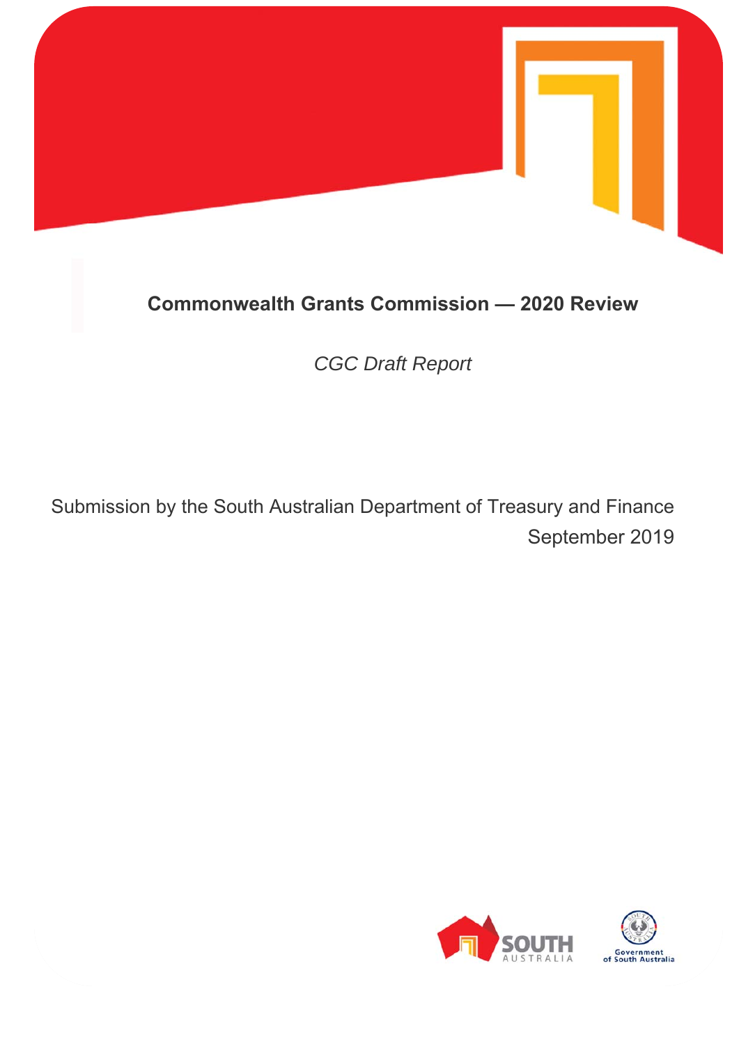# Commonwealth Grants Commission — 2020 Review

*CGC Draft Report*

Submission by the South Australian Department of Treasury and Finance

September 2019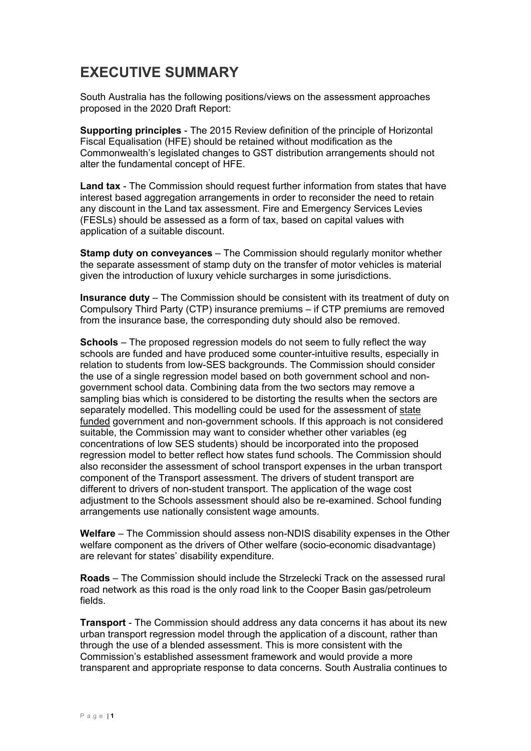# EXECUTIVE SUMMARY

South Australia has the following positions/views on the assessment approaches proposed in the 2020 Draft Report:

**Supporting principles** - The 2015 Review definition of the principle of Horizontal Fiscal Equalisation (HFE) should be retained without modification as the Commonwealth's legislated changes to GST distribution arrangements should not alter the fundamental concept of HFE.

**Land tax** - The Commission should request further information from states that have interest based aggregation arrangements in order to reconsider the need to retain any discount in the Land tax assessment. Fire and Emergency Services Levies (FESLs) should be assessed as a form of tax, based on capital values with application of a suitable discount.

**Stamp duty on conveyances** – The Commission should regularly monitor whether the separate assessment of stamp duty on the transfer of motor vehicles is material given the introduction of luxury vehicle surcharges in some jurisdictions.

**Insurance duty** – The Commission should be consistent with its treatment of duty on Compulsory Third Party (CTP) insurance premiums – if CTP premiums are removed from the insurance base, the corresponding duty should also be removed.

**Schools** – The proposed regression models do not seem to fully reflect the way schools are funded and have produced some counter-intuitive results, especially in relation to students from low-SES backgrounds. The Commission should consider the use of a single regression model based on both government school and non-government school data. Combining data from the two sectors may remove a sampling bias which is considered to be distorting the results when the sectors are separately modelled. This modelling could be used for the assessment of <u>state funded</u> government and non-government schools. If this approach is not considered suitable, the Commission may want to consider whether other variables (eg concentrations of low SES students) should be incorporated into the proposed regression model to better reflect how states fund schools. The Commission should also reconsider the assessment of school transport expenses in the urban transport component of the Transport assessment. The drivers of student transport are different to drivers of non-student transport. The application of the wage cost adjustment to the Schools assessment should also be re-examined. School funding arrangements use nationally consistent wage amounts.

**Welfare** – The Commission should assess non-NDIS disability expenses in the Other welfare component as the drivers of Other welfare (socio-economic disadvantage) are relevant for states' disability expenditure.

**Roads** – The Commission should include the Strzelecki Track on the assessed rural road network as this road is the only road link to the Cooper Basin gas/petroleum fields.

**Transport** - The Commission should address any data concerns it has about its new urban transport regression model through the application of a discount, rather than through the use of a blended assessment. This is more consistent with the Commission's established assessment framework and would provide a more transparent and appropriate response to data concerns. South Australia continues to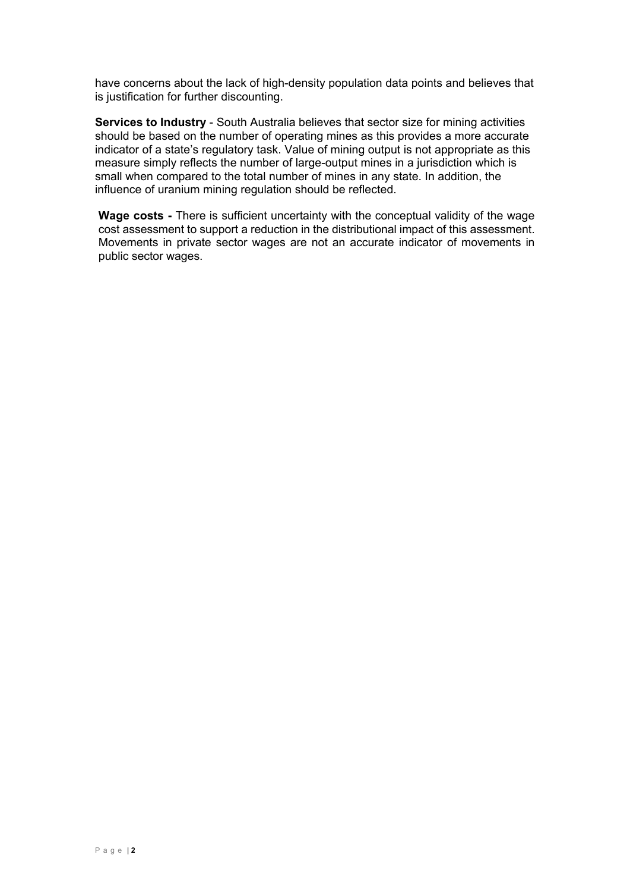have concerns about the lack of high-density population data points and believes that is justification for further discounting.

**Services to Industry** - South Australia believes that sector size for mining activities should be based on the number of operating mines as this provides a more accurate indicator of a state's regulatory task. Value of mining output is not appropriate as this measure simply reflects the number of large-output mines in a jurisdiction which is small when compared to the total number of mines in any state. In addition, the influence of uranium mining regulation should be reflected.

**Wage costs -** There is sufficient uncertainty with the conceptual validity of the wage cost assessment to support a reduction in the distributional impact of this assessment. Movements in private sector wages are not an accurate indicator of movements in public sector wages.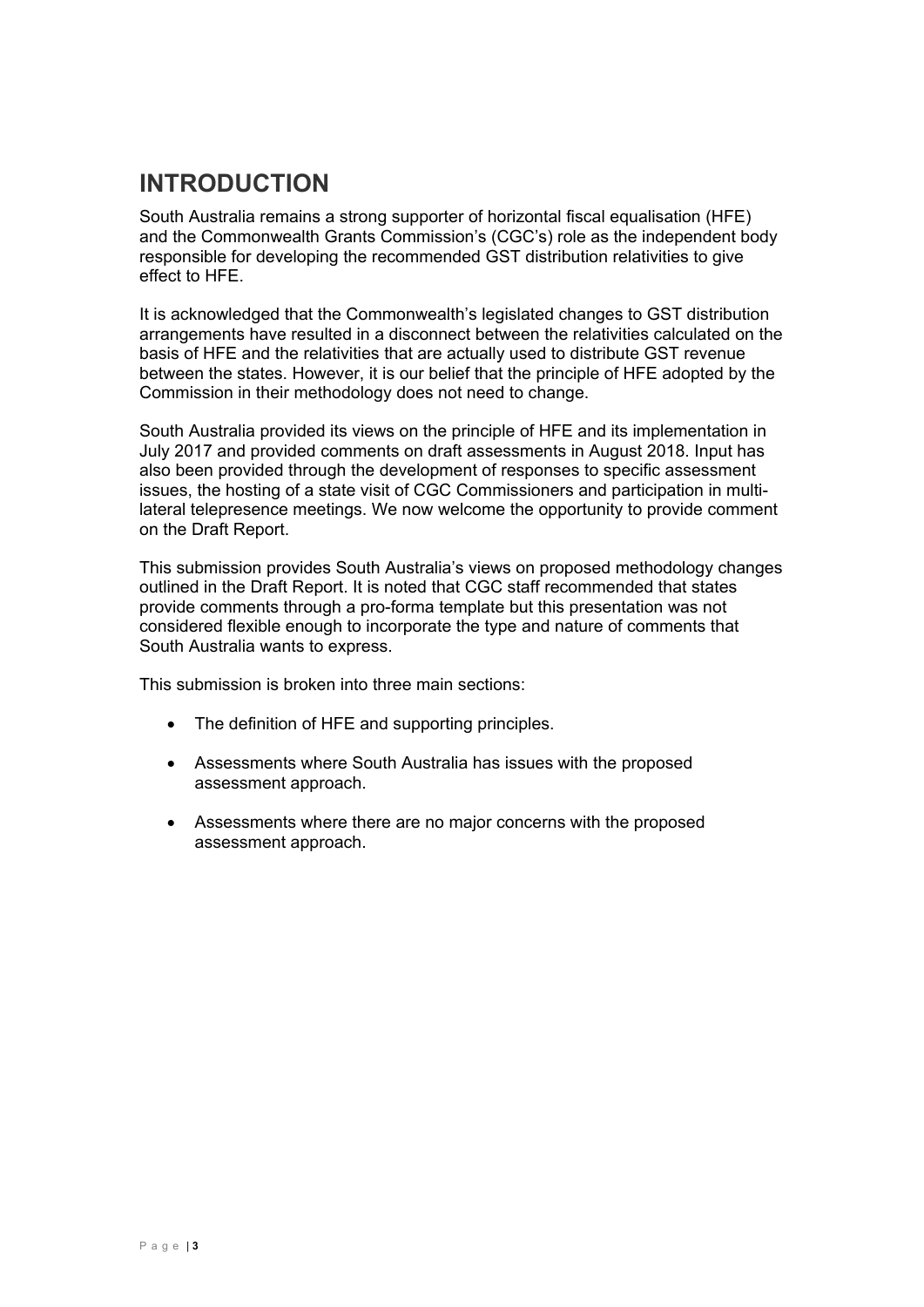# INTRODUCTION

South Australia remains a strong supporter of horizontal fiscal equalisation (HFE) and the Commonwealth Grants Commission's (CGC's) role as the independent body responsible for developing the recommended GST distribution relativities to give effect to HFE.

It is acknowledged that the Commonwealth's legislated changes to GST distribution arrangements have resulted in a disconnect between the relativities calculated on the basis of HFE and the relativities that are actually used to distribute GST revenue between the states. However, it is our belief that the principle of HFE adopted by the Commission in their methodology does not need to change.

South Australia provided its views on the principle of HFE and its implementation in July 2017 and provided comments on draft assessments in August 2018. Input has also been provided through the development of responses to specific assessment issues, the hosting of a state visit of CGC Commissioners and participation in multi-lateral telepresence meetings. We now welcome the opportunity to provide comment on the Draft Report.

This submission provides South Australia's views on proposed methodology changes outlined in the Draft Report. It is noted that CGC staff recommended that states provide comments through a pro-forma template but this presentation was not considered flexible enough to incorporate the type and nature of comments that South Australia wants to express.

This submission is broken into three main sections:

- The definition of HFE and supporting principles.
- Assessments where South Australia has issues with the proposed assessment approach.
- Assessments where there are no major concerns with the proposed assessment approach.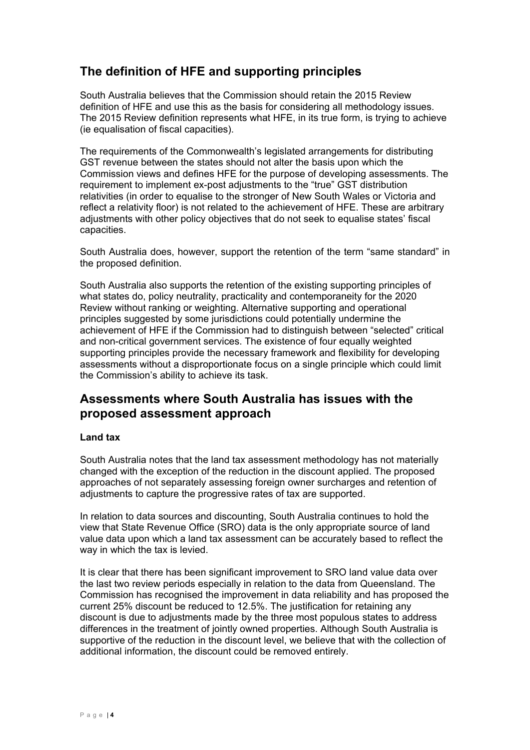## The definition of HFE and supporting principles

South Australia believes that the Commission should retain the 2015 Review definition of HFE and use this as the basis for considering all methodology issues. The 2015 Review definition represents what HFE, in its true form, is trying to achieve (ie equalisation of fiscal capacities).

The requirements of the Commonwealth's legislated arrangements for distributing GST revenue between the states should not alter the basis upon which the Commission views and defines HFE for the purpose of developing assessments. The requirement to implement ex-post adjustments to the "true" GST distribution relativities (in order to equalise to the stronger of New South Wales or Victoria and reflect a relativity floor) is not related to the achievement of HFE. These are arbitrary adjustments with other policy objectives that do not seek to equalise states' fiscal capacities.

South Australia does, however, support the retention of the term "same standard" in the proposed definition.

South Australia also supports the retention of the existing supporting principles of what states do, policy neutrality, practicality and contemporaneity for the 2020 Review without ranking or weighting. Alternative supporting and operational principles suggested by some jurisdictions could potentially undermine the achievement of HFE if the Commission had to distinguish between "selected" critical and non-critical government services. The existence of four equally weighted supporting principles provide the necessary framework and flexibility for developing assessments without a disproportionate focus on a single principle which could limit the Commission's ability to achieve its task.

## Assessments where South Australia has issues with the proposed assessment approach

**Land tax**

South Australia notes that the land tax assessment methodology has not materially changed with the exception of the reduction in the discount applied. The proposed approaches of not separately assessing foreign owner surcharges and retention of adjustments to capture the progressive rates of tax are supported.

In relation to data sources and discounting, South Australia continues to hold the view that State Revenue Office (SRO) data is the only appropriate source of land value data upon which a land tax assessment can be accurately based to reflect the way in which the tax is levied.

It is clear that there has been significant improvement to SRO land value data over the last two review periods especially in relation to the data from Queensland. The Commission has recognised the improvement in data reliability and has proposed the current 25% discount be reduced to 12.5%. The justification for retaining any discount is due to adjustments made by the three most populous states to address differences in the treatment of jointly owned properties. Although South Australia is supportive of the reduction in the discount level, we believe that with the collection of additional information, the discount could be removed entirely.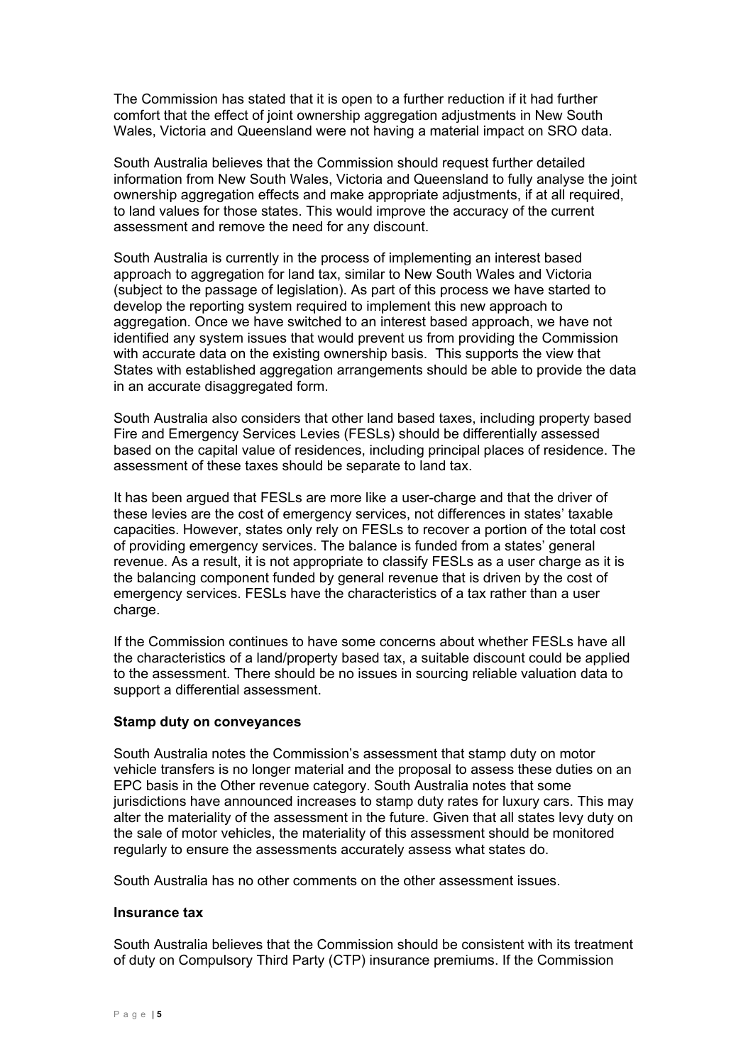The Commission has stated that it is open to a further reduction if it had further comfort that the effect of joint ownership aggregation adjustments in New South Wales, Victoria and Queensland were not having a material impact on SRO data.

South Australia believes that the Commission should request further detailed information from New South Wales, Victoria and Queensland to fully analyse the joint ownership aggregation effects and make appropriate adjustments, if at all required, to land values for those states. This would improve the accuracy of the current assessment and remove the need for any discount.

South Australia is currently in the process of implementing an interest based approach to aggregation for land tax, similar to New South Wales and Victoria (subject to the passage of legislation). As part of this process we have started to develop the reporting system required to implement this new approach to aggregation. Once we have switched to an interest based approach, we have not identified any system issues that would prevent us from providing the Commission with accurate data on the existing ownership basis. This supports the view that States with established aggregation arrangements should be able to provide the data in an accurate disaggregated form.

South Australia also considers that other land based taxes, including property based Fire and Emergency Services Levies (FESLs) should be differentially assessed based on the capital value of residences, including principal places of residence. The assessment of these taxes should be separate to land tax.

It has been argued that FESLs are more like a user-charge and that the driver of these levies are the cost of emergency services, not differences in states' taxable capacities. However, states only rely on FESLs to recover a portion of the total cost of providing emergency services. The balance is funded from a states' general revenue. As a result, it is not appropriate to classify FESLs as a user charge as it is the balancing component funded by general revenue that is driven by the cost of emergency services. FESLs have the characteristics of a tax rather than a user charge.

If the Commission continues to have some concerns about whether FESLs have all the characteristics of a land/property based tax, a suitable discount could be applied to the assessment. There should be no issues in sourcing reliable valuation data to support a differential assessment.

**Stamp duty on conveyances**

South Australia notes the Commission's assessment that stamp duty on motor vehicle transfers is no longer material and the proposal to assess these duties on an EPC basis in the Other revenue category. South Australia notes that some jurisdictions have announced increases to stamp duty rates for luxury cars. This may alter the materiality of the assessment in the future. Given that all states levy duty on the sale of motor vehicles, the materiality of this assessment should be monitored regularly to ensure the assessments accurately assess what states do.

South Australia has no other comments on the other assessment issues.

**Insurance tax**

South Australia believes that the Commission should be consistent with its treatment of duty on Compulsory Third Party (CTP) insurance premiums. If the Commission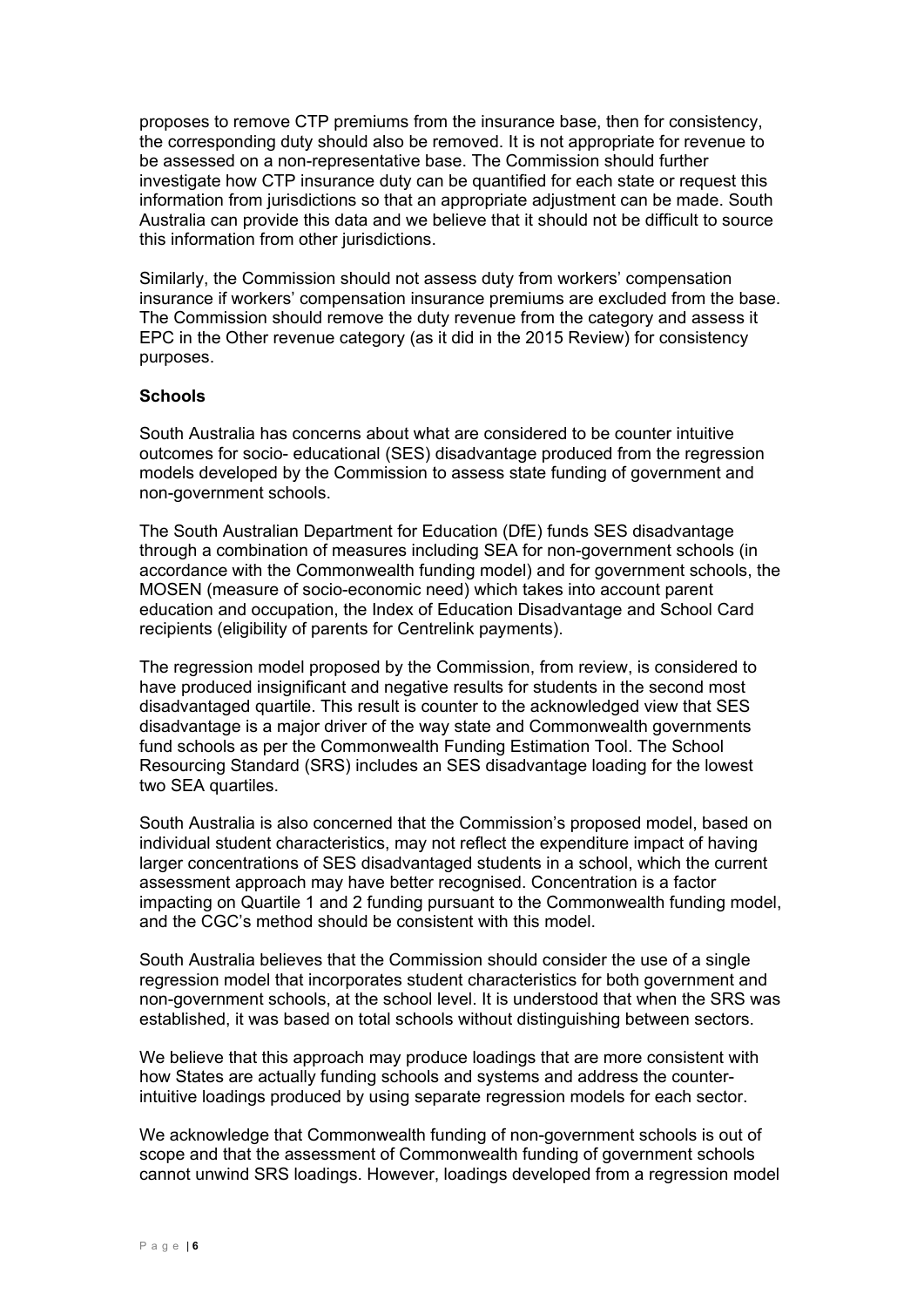proposes to remove CTP premiums from the insurance base, then for consistency, the corresponding duty should also be removed. It is not appropriate for revenue to be assessed on a non-representative base. The Commission should further investigate how CTP insurance duty can be quantified for each state or request this information from jurisdictions so that an appropriate adjustment can be made. South Australia can provide this data and we believe that it should not be difficult to source this information from other jurisdictions.

Similarly, the Commission should not assess duty from workers' compensation insurance if workers' compensation insurance premiums are excluded from the base. The Commission should remove the duty revenue from the category and assess it EPC in the Other revenue category (as it did in the 2015 Review) for consistency purposes.

**Schools**

South Australia has concerns about what are considered to be counter intuitive outcomes for socio- educational (SES) disadvantage produced from the regression models developed by the Commission to assess state funding of government and non-government schools.

The South Australian Department for Education (DfE) funds SES disadvantage through a combination of measures including SEA for non-government schools (in accordance with the Commonwealth funding model) and for government schools, the MOSEN (measure of socio-economic need) which takes into account parent education and occupation, the Index of Education Disadvantage and School Card recipients (eligibility of parents for Centrelink payments).

The regression model proposed by the Commission, from review, is considered to have produced insignificant and negative results for students in the second most disadvantaged quartile. This result is counter to the acknowledged view that SES disadvantage is a major driver of the way state and Commonwealth governments fund schools as per the Commonwealth Funding Estimation Tool. The School Resourcing Standard (SRS) includes an SES disadvantage loading for the lowest two SEA quartiles.

South Australia is also concerned that the Commission's proposed model, based on individual student characteristics, may not reflect the expenditure impact of having larger concentrations of SES disadvantaged students in a school, which the current assessment approach may have better recognised. Concentration is a factor impacting on Quartile 1 and 2 funding pursuant to the Commonwealth funding model, and the CGC's method should be consistent with this model.

South Australia believes that the Commission should consider the use of a single regression model that incorporates student characteristics for both government and non-government schools, at the school level. It is understood that when the SRS was established, it was based on total schools without distinguishing between sectors.

We believe that this approach may produce loadings that are more consistent with how States are actually funding schools and systems and address the counter-intuitive loadings produced by using separate regression models for each sector.

We acknowledge that Commonwealth funding of non-government schools is out of scope and that the assessment of Commonwealth funding of government schools cannot unwind SRS loadings. However, loadings developed from a regression model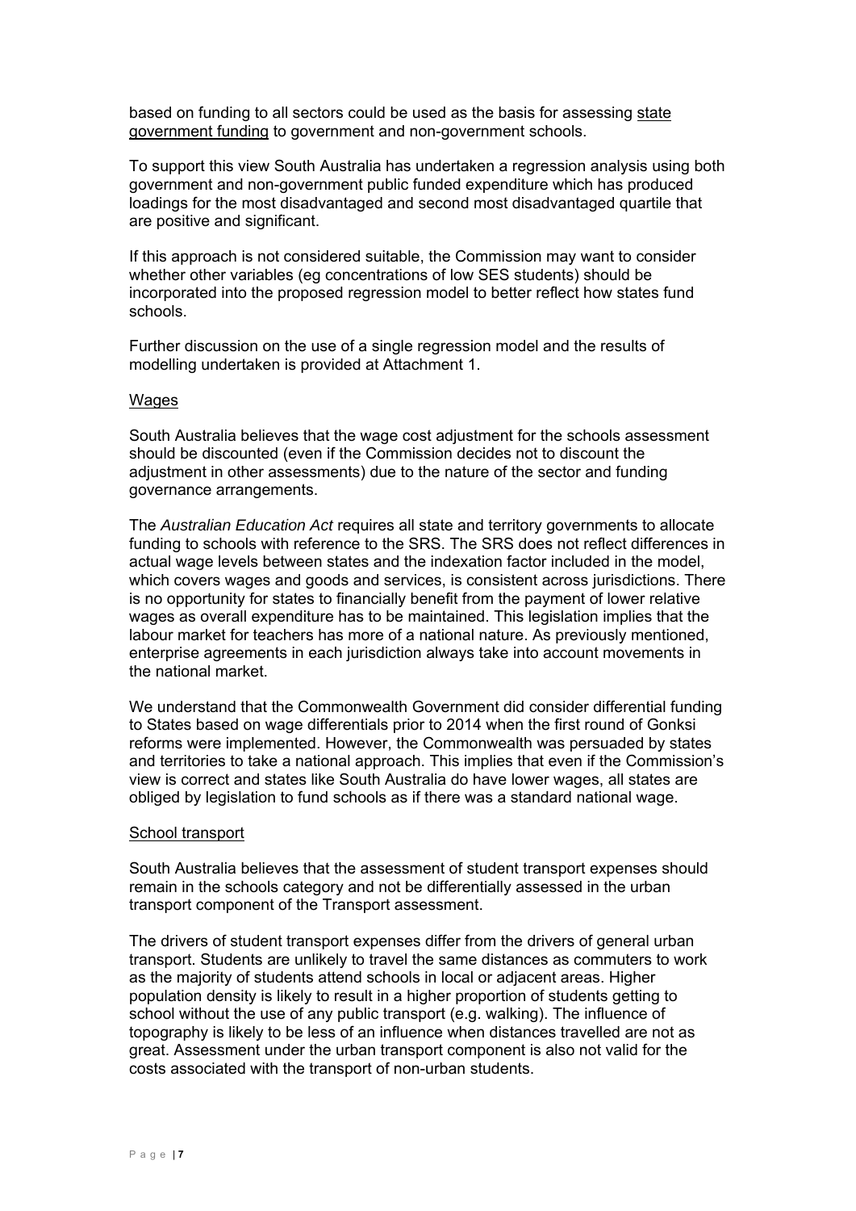based on funding to all sectors could be used as the basis for assessing <u>state government funding</u> to government and non-government schools.

To support this view South Australia has undertaken a regression analysis using both government and non-government public funded expenditure which has produced loadings for the most disadvantaged and second most disadvantaged quartile that are positive and significant.

If this approach is not considered suitable, the Commission may want to consider whether other variables (eg concentrations of low SES students) should be incorporated into the proposed regression model to better reflect how states fund schools.

Further discussion on the use of a single regression model and the results of modelling undertaken is provided at Attachment 1.

<u>Wages</u>

South Australia believes that the wage cost adjustment for the schools assessment should be discounted (even if the Commission decides not to discount the adjustment in other assessments) due to the nature of the sector and funding governance arrangements.

The *Australian Education Act* requires all state and territory governments to allocate funding to schools with reference to the SRS. The SRS does not reflect differences in actual wage levels between states and the indexation factor included in the model, which covers wages and goods and services, is consistent across jurisdictions. There is no opportunity for states to financially benefit from the payment of lower relative wages as overall expenditure has to be maintained. This legislation implies that the labour market for teachers has more of a national nature. As previously mentioned, enterprise agreements in each jurisdiction always take into account movements in the national market.

We understand that the Commonwealth Government did consider differential funding to States based on wage differentials prior to 2014 when the first round of Gonksi reforms were implemented. However, the Commonwealth was persuaded by states and territories to take a national approach. This implies that even if the Commission's view is correct and states like South Australia do have lower wages, all states are obliged by legislation to fund schools as if there was a standard national wage.

<u>School transport</u>

South Australia believes that the assessment of student transport expenses should remain in the schools category and not be differentially assessed in the urban transport component of the Transport assessment.

The drivers of student transport expenses differ from the drivers of general urban transport. Students are unlikely to travel the same distances as commuters to work as the majority of students attend schools in local or adjacent areas. Higher population density is likely to result in a higher proportion of students getting to school without the use of any public transport (e.g. walking). The influence of topography is likely to be less of an influence when distances travelled are not as great. Assessment under the urban transport component is also not valid for the costs associated with the transport of non-urban students.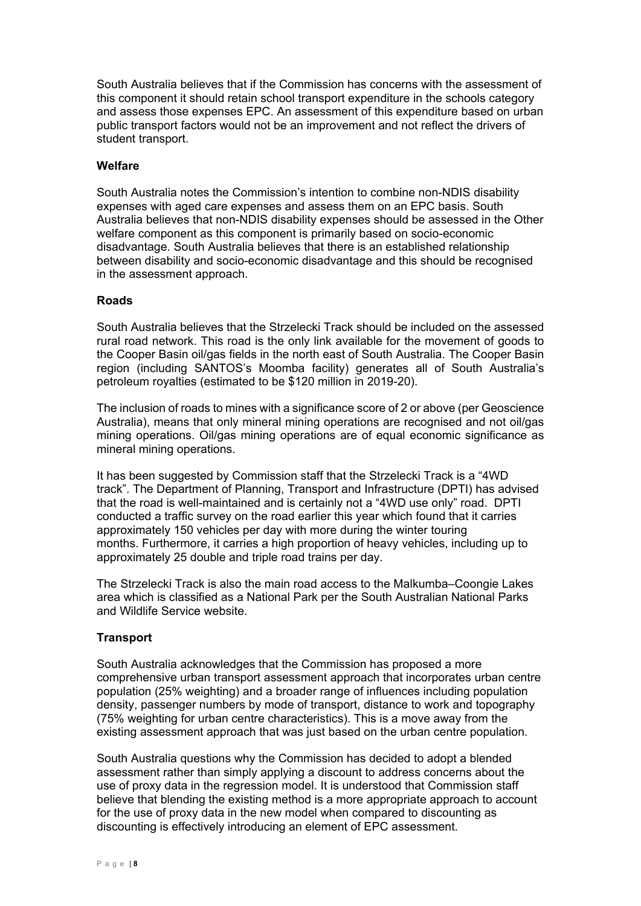South Australia believes that if the Commission has concerns with the assessment of this component it should retain school transport expenditure in the schools category and assess those expenses EPC. An assessment of this expenditure based on urban public transport factors would not be an improvement and not reflect the drivers of student transport.

### Welfare

South Australia notes the Commission's intention to combine non-NDIS disability expenses with aged care expenses and assess them on an EPC basis. South Australia believes that non-NDIS disability expenses should be assessed in the Other welfare component as this component is primarily based on socio-economic disadvantage. South Australia believes that there is an established relationship between disability and socio-economic disadvantage and this should be recognised in the assessment approach.

### Roads

South Australia believes that the Strzelecki Track should be included on the assessed rural road network. This road is the only link available for the movement of goods to the Cooper Basin oil/gas fields in the north east of South Australia. The Cooper Basin region (including SANTOS's Moomba facility) generates all of South Australia's petroleum royalties (estimated to be $120 million in 2019-20).

The inclusion of roads to mines with a significance score of 2 or above (per Geoscience Australia), means that only mineral mining operations are recognised and not oil/gas mining operations. Oil/gas mining operations are of equal economic significance as mineral mining operations.

It has been suggested by Commission staff that the Strzelecki Track is a "4WD track". The Department of Planning, Transport and Infrastructure (DPTI) has advised that the road is well-maintained and is certainly not a "4WD use only" road. DPTI conducted a traffic survey on the road earlier this year which found that it carries approximately 150 vehicles per day with more during the winter touring months. Furthermore, it carries a high proportion of heavy vehicles, including up to approximately 25 double and triple road trains per day.

The Strzelecki Track is also the main road access to the Malkumba–Coongie Lakes area which is classified as a National Park per the South Australian National Parks and Wildlife Service website.

### Transport

South Australia acknowledges that the Commission has proposed a more comprehensive urban transport assessment approach that incorporates urban centre population (25% weighting) and a broader range of influences including population density, passenger numbers by mode of transport, distance to work and topography (75% weighting for urban centre characteristics). This is a move away from the existing assessment approach that was just based on the urban centre population.

South Australia questions why the Commission has decided to adopt a blended assessment rather than simply applying a discount to address concerns about the use of proxy data in the regression model. It is understood that Commission staff believe that blending the existing method is a more appropriate approach to account for the use of proxy data in the new model when compared to discounting as discounting is effectively introducing an element of EPC assessment.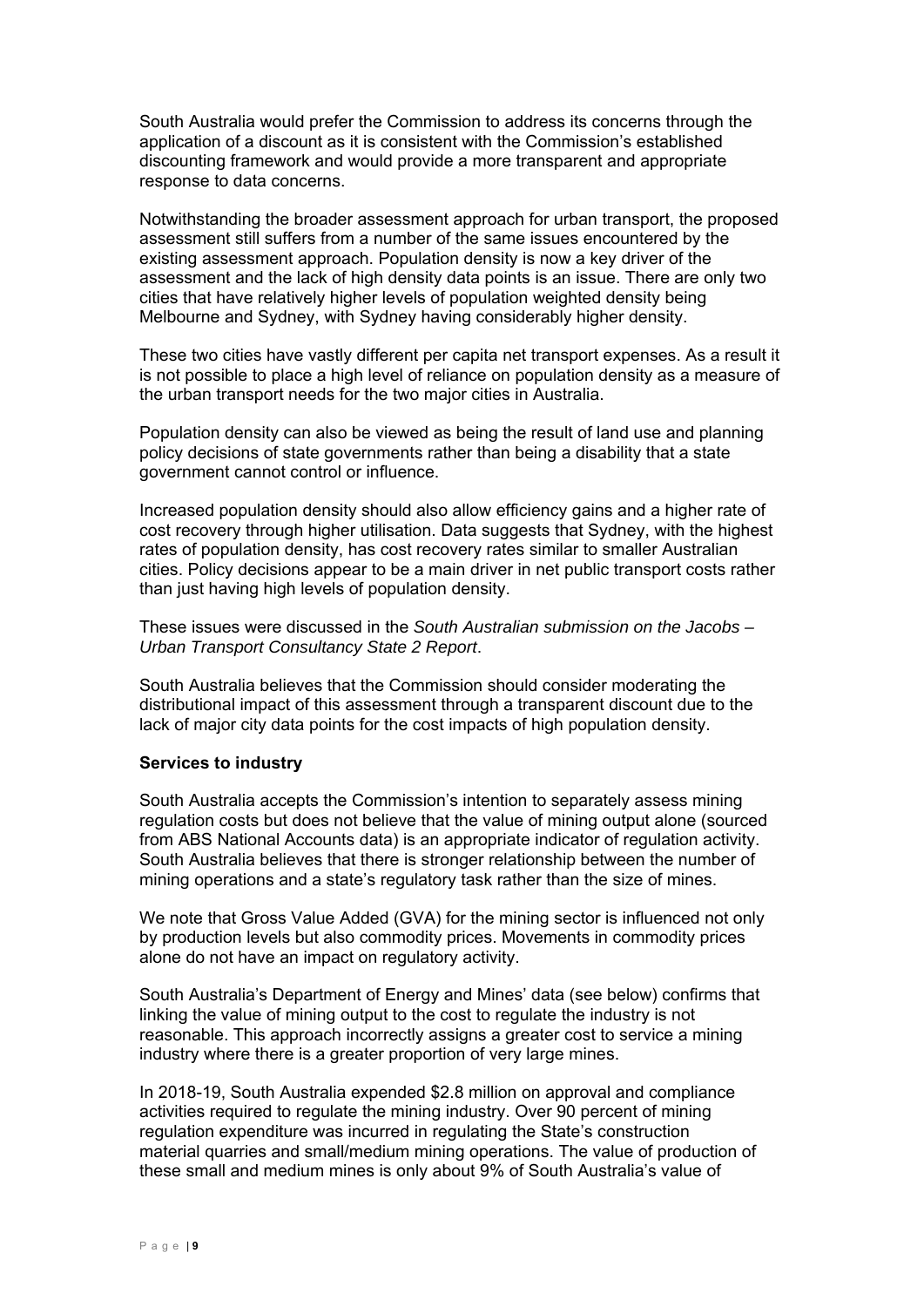South Australia would prefer the Commission to address its concerns through the application of a discount as it is consistent with the Commission's established discounting framework and would provide a more transparent and appropriate response to data concerns.

Notwithstanding the broader assessment approach for urban transport, the proposed assessment still suffers from a number of the same issues encountered by the existing assessment approach. Population density is now a key driver of the assessment and the lack of high density data points is an issue. There are only two cities that have relatively higher levels of population weighted density being Melbourne and Sydney, with Sydney having considerably higher density.

These two cities have vastly different per capita net transport expenses. As a result it is not possible to place a high level of reliance on population density as a measure of the urban transport needs for the two major cities in Australia.

Population density can also be viewed as being the result of land use and planning policy decisions of state governments rather than being a disability that a state government cannot control or influence.

Increased population density should also allow efficiency gains and a higher rate of cost recovery through higher utilisation. Data suggests that Sydney, with the highest rates of population density, has cost recovery rates similar to smaller Australian cities. Policy decisions appear to be a main driver in net public transport costs rather than just having high levels of population density.

These issues were discussed in the *South Australian submission on the Jacobs – Urban Transport Consultancy State 2 Report*.

South Australia believes that the Commission should consider moderating the distributional impact of this assessment through a transparent discount due to the lack of major city data points for the cost impacts of high population density.

**Services to industry**

South Australia accepts the Commission's intention to separately assess mining regulation costs but does not believe that the value of mining output alone (sourced from ABS National Accounts data) is an appropriate indicator of regulation activity. South Australia believes that there is stronger relationship between the number of mining operations and a state's regulatory task rather than the size of mines.

We note that Gross Value Added (GVA) for the mining sector is influenced not only by production levels but also commodity prices. Movements in commodity prices alone do not have an impact on regulatory activity.

South Australia's Department of Energy and Mines' data (see below) confirms that linking the value of mining output to the cost to regulate the industry is not reasonable. This approach incorrectly assigns a greater cost to service a mining industry where there is a greater proportion of very large mines.

In 2018-19, South Australia expended $2.8 million on approval and compliance activities required to regulate the mining industry. Over 90 percent of mining regulation expenditure was incurred in regulating the State's construction material quarries and small/medium mining operations. The value of production of these small and medium mines is only about 9% of South Australia's value of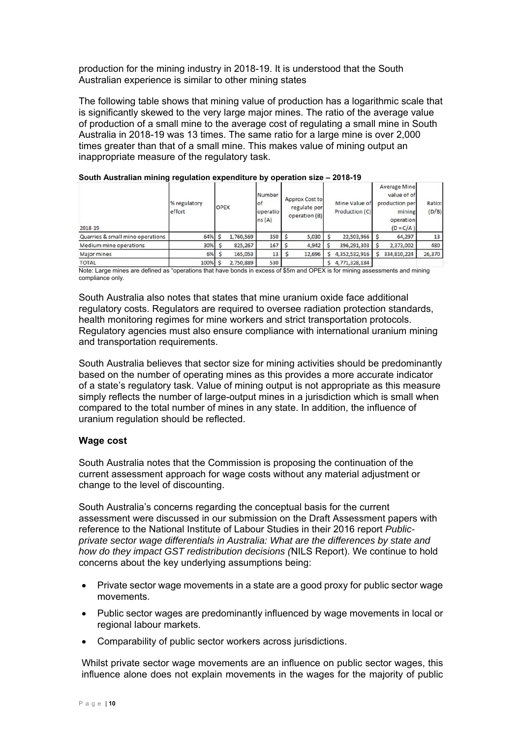production for the mining industry in 2018-19. It is understood that the South Australian experience is similar to other mining states

The following table shows that mining value of production has a logarithmic scale that is significantly skewed to the very large major mines. The ratio of the average value of production of a small mine to the average cost of regulating a small mine in South Australia in 2018-19 was 13 times. The same ratio for a large mine is over 2,000 times greater than that of a small mine. This makes value of mining output an inappropriate measure of the regulatory task.

**South Australian mining regulation expenditure by operation size – 2018-19**

| 2018-19 | % regulatory effort | OPEX | Number of operations (A) | Approx Cost to regulate per operation (B) | Mine Value of Production (C) | Average Mine value of production per mining operation (D = C/A) | Ratio: (D/B) |
|---|---|---|---|---|---|---|---|
| Quarries & small mine operations | 64% | $ 1,760,569 | 350 | $ 5,030 | $ 22,503,966 | $ 64,297 | 13 |
| Medium mine operations | 30% | $ 825,267 | 167 | $ 4,942 | $ 396,291,303 | $ 2,373,002 | 480 |
| Major mines | 6% | $ 165,053 | 13 | $ 12,696 | $ 4,352,532,916 | $ 334,810,224 | 26,370 |
| TOTAL | 100% | $ 2,750,889 | 530 | | $ 4,771,328,184 | | |

Note: Large mines are defined as "operations that have bonds in excess of $5m and OPEX is for mining assessments and mining compliance only.

South Australia also notes that states that mine uranium oxide face additional regulatory costs. Regulators are required to oversee radiation protection standards, health monitoring regimes for mine workers and strict transportation protocols. Regulatory agencies must also ensure compliance with international uranium mining and transportation requirements.

South Australia believes that sector size for mining activities should be predominantly based on the number of operating mines as this provides a more accurate indicator of a state's regulatory task. Value of mining output is not appropriate as this measure simply reflects the number of large-output mines in a jurisdiction which is small when compared to the total number of mines in any state. In addition, the influence of uranium regulation should be reflected.

**Wage cost**

South Australia notes that the Commission is proposing the continuation of the current assessment approach for wage costs without any material adjustment or change to the level of discounting.

South Australia's concerns regarding the conceptual basis for the current assessment were discussed in our submission on the Draft Assessment papers with reference to the National Institute of Labour Studies in their 2016 report *Public-private sector wage differentials in Australia: What are the differences by state and how do they impact GST redistribution decisions (*NILS Report). We continue to hold concerns about the key underlying assumptions being:

- Private sector wage movements in a state are a good proxy for public sector wage movements.
- Public sector wages are predominantly influenced by wage movements in local or regional labour markets.
- Comparability of public sector workers across jurisdictions.

Whilst private sector wage movements are an influence on public sector wages, this influence alone does not explain movements in the wages for the majority of public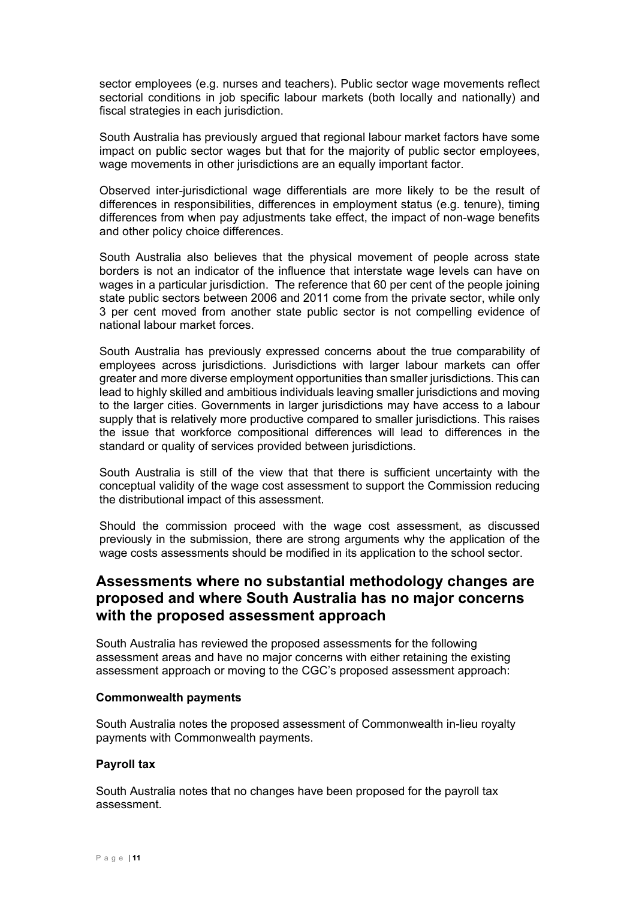sector employees (e.g. nurses and teachers). Public sector wage movements reflect sectorial conditions in job specific labour markets (both locally and nationally) and fiscal strategies in each jurisdiction.

South Australia has previously argued that regional labour market factors have some impact on public sector wages but that for the majority of public sector employees, wage movements in other jurisdictions are an equally important factor.

Observed inter-jurisdictional wage differentials are more likely to be the result of differences in responsibilities, differences in employment status (e.g. tenure), timing differences from when pay adjustments take effect, the impact of non-wage benefits and other policy choice differences.

South Australia also believes that the physical movement of people across state borders is not an indicator of the influence that interstate wage levels can have on wages in a particular jurisdiction. The reference that 60 per cent of the people joining state public sectors between 2006 and 2011 come from the private sector, while only 3 per cent moved from another state public sector is not compelling evidence of national labour market forces.

South Australia has previously expressed concerns about the true comparability of employees across jurisdictions. Jurisdictions with larger labour markets can offer greater and more diverse employment opportunities than smaller jurisdictions. This can lead to highly skilled and ambitious individuals leaving smaller jurisdictions and moving to the larger cities. Governments in larger jurisdictions may have access to a labour supply that is relatively more productive compared to smaller jurisdictions. This raises the issue that workforce compositional differences will lead to differences in the standard or quality of services provided between jurisdictions.

South Australia is still of the view that that there is sufficient uncertainty with the conceptual validity of the wage cost assessment to support the Commission reducing the distributional impact of this assessment.

Should the commission proceed with the wage cost assessment, as discussed previously in the submission, there are strong arguments why the application of the wage costs assessments should be modified in its application to the school sector.

## Assessments where no substantial methodology changes are proposed and where South Australia has no major concerns with the proposed assessment approach

South Australia has reviewed the proposed assessments for the following assessment areas and have no major concerns with either retaining the existing assessment approach or moving to the CGC's proposed assessment approach:

**Commonwealth payments**

South Australia notes the proposed assessment of Commonwealth in-lieu royalty payments with Commonwealth payments.

**Payroll tax**

South Australia notes that no changes have been proposed for the payroll tax assessment.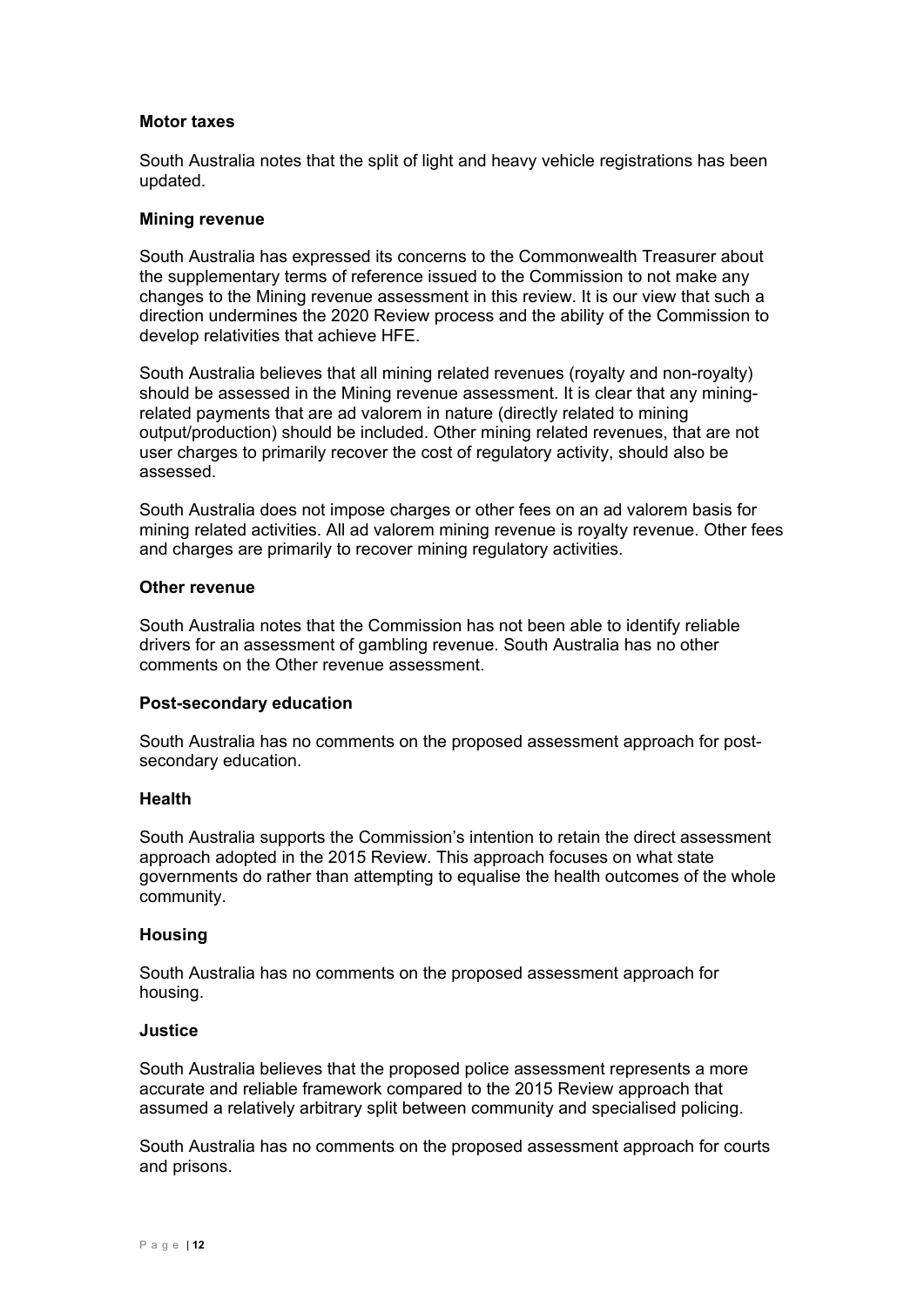**Motor taxes**

South Australia notes that the split of light and heavy vehicle registrations has been updated.

**Mining revenue**

South Australia has expressed its concerns to the Commonwealth Treasurer about the supplementary terms of reference issued to the Commission to not make any changes to the Mining revenue assessment in this review. It is our view that such a direction undermines the 2020 Review process and the ability of the Commission to develop relativities that achieve HFE.

South Australia believes that all mining related revenues (royalty and non-royalty) should be assessed in the Mining revenue assessment. It is clear that any mining-related payments that are ad valorem in nature (directly related to mining output/production) should be included. Other mining related revenues, that are not user charges to primarily recover the cost of regulatory activity, should also be assessed.

South Australia does not impose charges or other fees on an ad valorem basis for mining related activities. All ad valorem mining revenue is royalty revenue. Other fees and charges are primarily to recover mining regulatory activities.

**Other revenue**

South Australia notes that the Commission has not been able to identify reliable drivers for an assessment of gambling revenue. South Australia has no other comments on the Other revenue assessment.

**Post-secondary education**

South Australia has no comments on the proposed assessment approach for post-secondary education.

**Health**

South Australia supports the Commission's intention to retain the direct assessment approach adopted in the 2015 Review. This approach focuses on what state governments do rather than attempting to equalise the health outcomes of the whole community.

**Housing**

South Australia has no comments on the proposed assessment approach for housing.

**Justice**

South Australia believes that the proposed police assessment represents a more accurate and reliable framework compared to the 2015 Review approach that assumed a relatively arbitrary split between community and specialised policing.

South Australia has no comments on the proposed assessment approach for courts and prisons.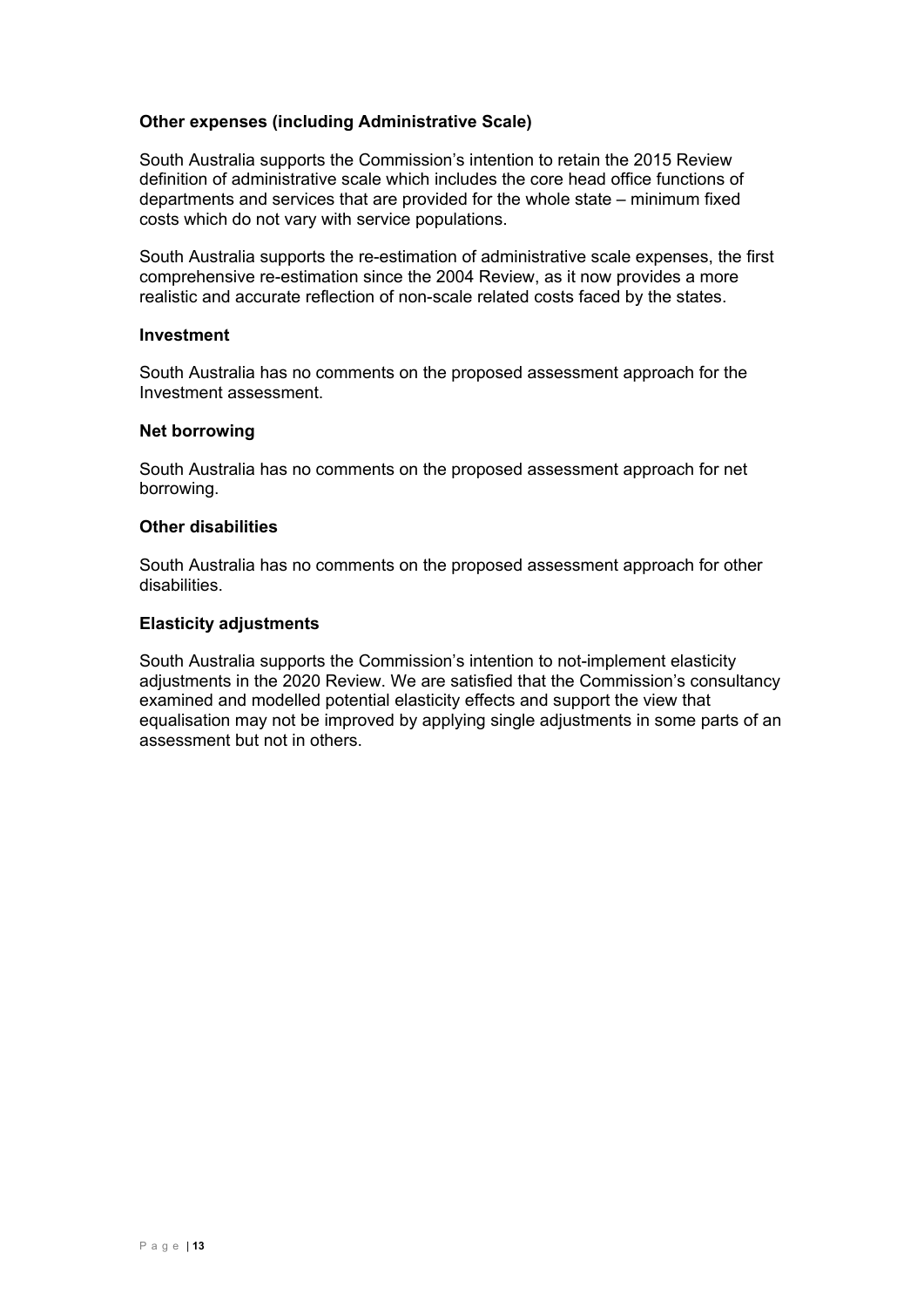### Other expenses (including Administrative Scale)

South Australia supports the Commission's intention to retain the 2015 Review definition of administrative scale which includes the core head office functions of departments and services that are provided for the whole state – minimum fixed costs which do not vary with service populations.

South Australia supports the re-estimation of administrative scale expenses, the first comprehensive re-estimation since the 2004 Review, as it now provides a more realistic and accurate reflection of non-scale related costs faced by the states.

### Investment

South Australia has no comments on the proposed assessment approach for the Investment assessment.

### Net borrowing

South Australia has no comments on the proposed assessment approach for net borrowing.

### Other disabilities

South Australia has no comments on the proposed assessment approach for other disabilities.

### Elasticity adjustments

South Australia supports the Commission's intention to not-implement elasticity adjustments in the 2020 Review. We are satisfied that the Commission's consultancy examined and modelled potential elasticity effects and support the view that equalisation may not be improved by applying single adjustments in some parts of an assessment but not in others.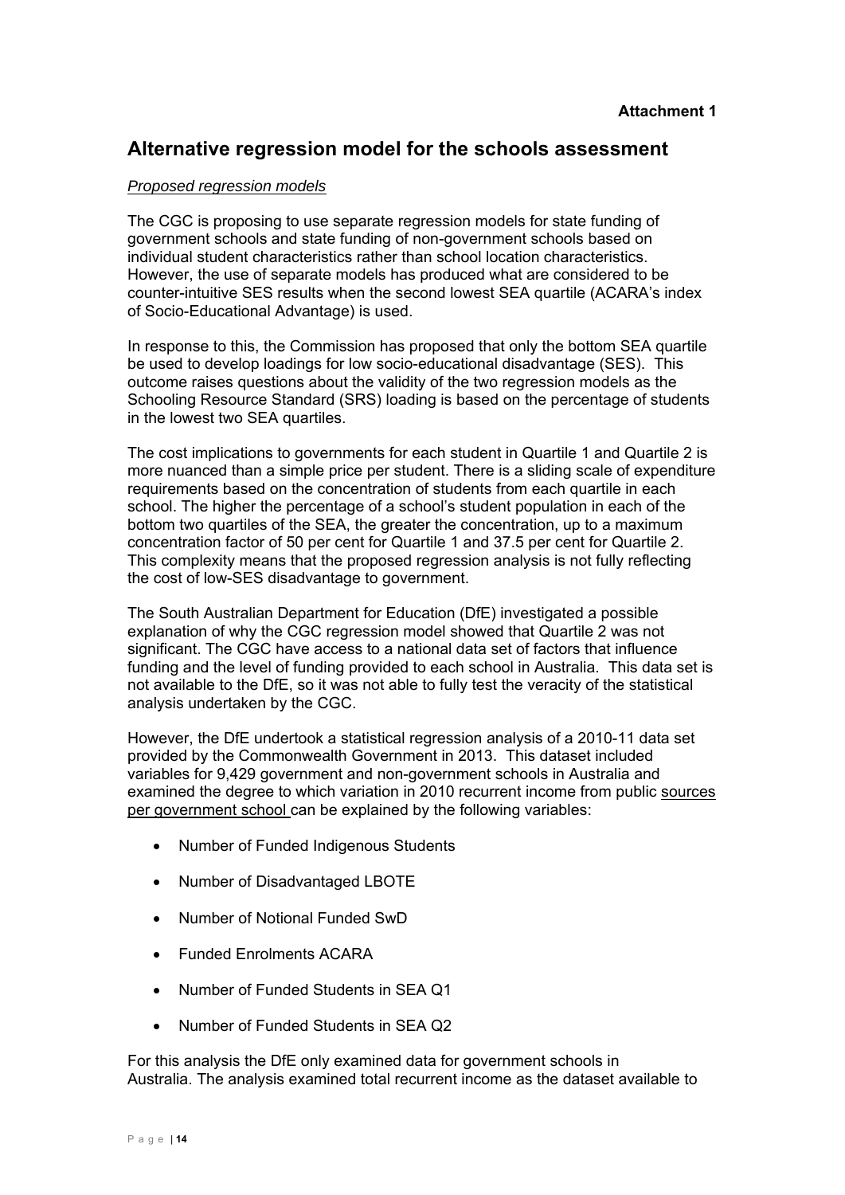**Attachment 1**

## Alternative regression model for the schools assessment

*Proposed regression models*

The CGC is proposing to use separate regression models for state funding of government schools and state funding of non-government schools based on individual student characteristics rather than school location characteristics. However, the use of separate models has produced what are considered to be counter-intuitive SES results when the second lowest SEA quartile (ACARA's index of Socio-Educational Advantage) is used.

In response to this, the Commission has proposed that only the bottom SEA quartile be used to develop loadings for low socio-educational disadvantage (SES). This outcome raises questions about the validity of the two regression models as the Schooling Resource Standard (SRS) loading is based on the percentage of students in the lowest two SEA quartiles.

The cost implications to governments for each student in Quartile 1 and Quartile 2 is more nuanced than a simple price per student. There is a sliding scale of expenditure requirements based on the concentration of students from each quartile in each school. The higher the percentage of a school's student population in each of the bottom two quartiles of the SEA, the greater the concentration, up to a maximum concentration factor of 50 per cent for Quartile 1 and 37.5 per cent for Quartile 2. This complexity means that the proposed regression analysis is not fully reflecting the cost of low-SES disadvantage to government.

The South Australian Department for Education (DfE) investigated a possible explanation of why the CGC regression model showed that Quartile 2 was not significant. The CGC have access to a national data set of factors that influence funding and the level of funding provided to each school in Australia. This data set is not available to the DfE, so it was not able to fully test the veracity of the statistical analysis undertaken by the CGC.

However, the DfE undertook a statistical regression analysis of a 2010-11 data set provided by the Commonwealth Government in 2013. This dataset included variables for 9,429 government and non-government schools in Australia and examined the degree to which variation in 2010 recurrent income from public sources per government school can be explained by the following variables:

- Number of Funded Indigenous Students
- Number of Disadvantaged LBOTE
- Number of Notional Funded SwD
- Funded Enrolments ACARA
- Number of Funded Students in SEA Q1
- Number of Funded Students in SEA Q2

For this analysis the DfE only examined data for government schools in Australia. The analysis examined total recurrent income as the dataset available to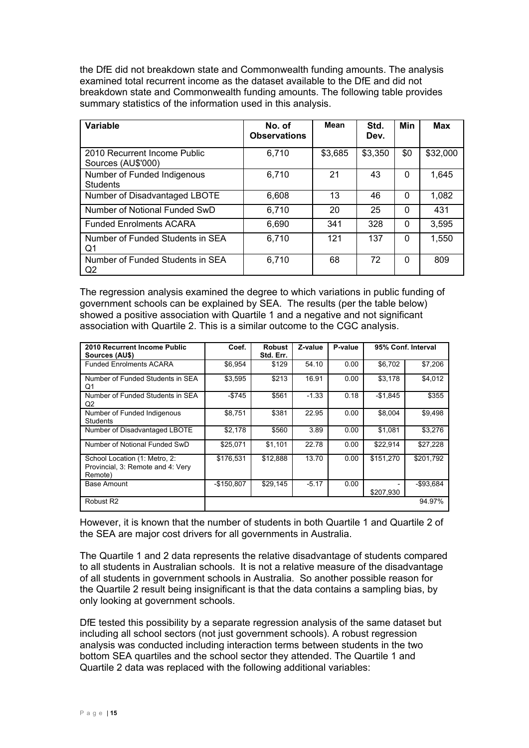the DfE did not breakdown state and Commonwealth funding amounts. The analysis examined total recurrent income as the dataset available to the DfE and did not breakdown state and Commonwealth funding amounts. The following table provides summary statistics of the information used in this analysis.

| Variable | No. of Observations | Mean | Std. Dev. | Min | Max |
|---|---|---|---|---|---|
| 2010 Recurrent Income Public Sources (AU$'000) | 6,710 | $3,685 | $3,350 | $0 | $32,000 |
| Number of Funded Indigenous Students | 6,710 | 21 | 43 | 0 | 1,645 |
| Number of Disadvantaged LBOTE | 6,608 | 13 | 46 | 0 | 1,082 |
| Number of Notional Funded SwD | 6,710 | 20 | 25 | 0 | 431 |
| Funded Enrolments ACARA | 6,690 | 341 | 328 | 0 | 3,595 |
| Number of Funded Students in SEA Q1 | 6,710 | 121 | 137 | 0 | 1,550 |
| Number of Funded Students in SEA Q2 | 6,710 | 68 | 72 | 0 | 809 |

The regression analysis examined the degree to which variations in public funding of government schools can be explained by SEA. The results (per the table below) showed a positive association with Quartile 1 and a negative and not significant association with Quartile 2. This is a similar outcome to the CGC analysis.

| 2010 Recurrent Income Public Sources (AU$) | Coef. | Robust Std. Err. | Z-value | P-value | 95% Conf. Interval | |
|---|---|---|---|---|---|---|
| Funded Enrolments ACARA | $6,954 | $129 | 54.10 | 0.00 | $6,702 | $7,206 |
| Number of Funded Students in SEA Q1 | $3,595 | $213 | 16.91 | 0.00 | $3,178 | $4,012 |
| Number of Funded Students in SEA Q2 | -$745 | $561 | -1.33 | 0.18 | -$1,845 | $355 |
| Number of Funded Indigenous Students | $8,751 | $381 | 22.95 | 0.00 | $8,004 | $9,498 |
| Number of Disadvantaged LBOTE | $2,178 | $560 | 3.89 | 0.00 | $1,081 | $3,276 |
| Number of Notional Funded SwD | $25,071 | $1,101 | 22.78 | 0.00 | $22,914 | $27,228 |
| School Location (1: Metro, 2: Provincial, 3: Remote and 4: Very Remote) | $176,531 | $12,888 | 13.70 | 0.00 | $151,270 | $201,792 |
| Base Amount | -$150,807 | $29,145 | -5.17 | 0.00 | -$207,930 | -$93,684 |
| Robust R2 | | | | | | 94.97% |

However, it is known that the number of students in both Quartile 1 and Quartile 2 of the SEA are major cost drivers for all governments in Australia.

The Quartile 1 and 2 data represents the relative disadvantage of students compared to all students in Australian schools. It is not a relative measure of the disadvantage of all students in government schools in Australia. So another possible reason for the Quartile 2 result being insignificant is that the data contains a sampling bias, by only looking at government schools.

DfE tested this possibility by a separate regression analysis of the same dataset but including all school sectors (not just government schools). A robust regression analysis was conducted including interaction terms between students in the two bottom SEA quartiles and the school sector they attended. The Quartile 1 and Quartile 2 data was replaced with the following additional variables: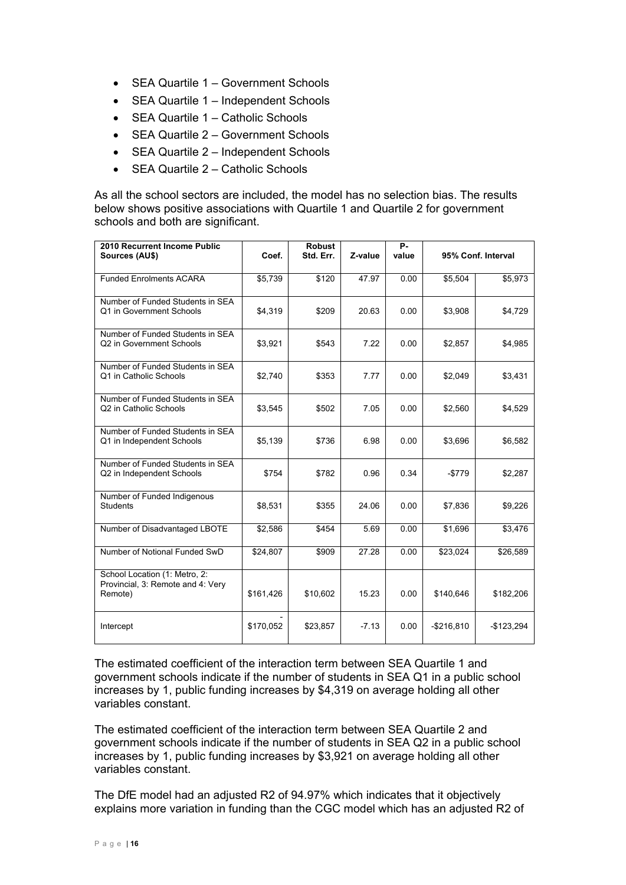- SEA Quartile 1 – Government Schools
- SEA Quartile 1 – Independent Schools
- SEA Quartile 1 – Catholic Schools
- SEA Quartile 2 – Government Schools
- SEA Quartile 2 – Independent Schools
- SEA Quartile 2 – Catholic Schools

As all the school sectors are included, the model has no selection bias. The results below shows positive associations with Quartile 1 and Quartile 2 for government schools and both are significant.

| 2010 Recurrent Income Public Sources (AU$) | Coef. | Robust Std. Err. | Z-value | P-value | 95% Conf. Interval | |
|---|---|---|---|---|---|---|
| Funded Enrolments ACARA | $5,739 | $120 | 47.97 | 0.00 | $5,504 | $5,973 |
| Number of Funded Students in SEA Q1 in Government Schools | $4,319 | $209 | 20.63 | 0.00 | $3,908 | $4,729 |
| Number of Funded Students in SEA Q2 in Government Schools | $3,921 | $543 | 7.22 | 0.00 | $2,857 | $4,985 |
| Number of Funded Students in SEA Q1 in Catholic Schools | $2,740 | $353 | 7.77 | 0.00 | $2,049 | $3,431 |
| Number of Funded Students in SEA Q2 in Catholic Schools | $3,545 | $502 | 7.05 | 0.00 | $2,560 | $4,529 |
| Number of Funded Students in SEA Q1 in Independent Schools | $5,139 | $736 | 6.98 | 0.00 | $3,696 | $6,582 |
| Number of Funded Students in SEA Q2 in Independent Schools | $754 | $782 | 0.96 | 0.34 | -$779 | $2,287 |
| Number of Funded Indigenous Students | $8,531 | $355 | 24.06 | 0.00 | $7,836 | $9,226 |
| Number of Disadvantaged LBOTE | $2,586 | $454 | 5.69 | 0.00 | $1,696 | $3,476 |
| Number of Notional Funded SwD | $24,807 | $909 | 27.28 | 0.00 | $23,024 | $26,589 |
| School Location (1: Metro, 2: Provincial, 3: Remote and 4: Very Remote) | $161,426 | $10,602 | 15.23 | 0.00 | $140,646 | $182,206 |
| Intercept | -$170,052 | $23,857 | -7.13 | 0.00 | -$216,810 | -$123,294 |

The estimated coefficient of the interaction term between SEA Quartile 1 and government schools indicate if the number of students in SEA Q1 in a public school increases by 1, public funding increases by $4,319 on average holding all other variables constant.

The estimated coefficient of the interaction term between SEA Quartile 2 and government schools indicate if the number of students in SEA Q2 in a public school increases by 1, public funding increases by $3,921 on average holding all other variables constant.

The DfE model had an adjusted R2 of 94.97% which indicates that it objectively explains more variation in funding than the CGC model which has an adjusted R2 of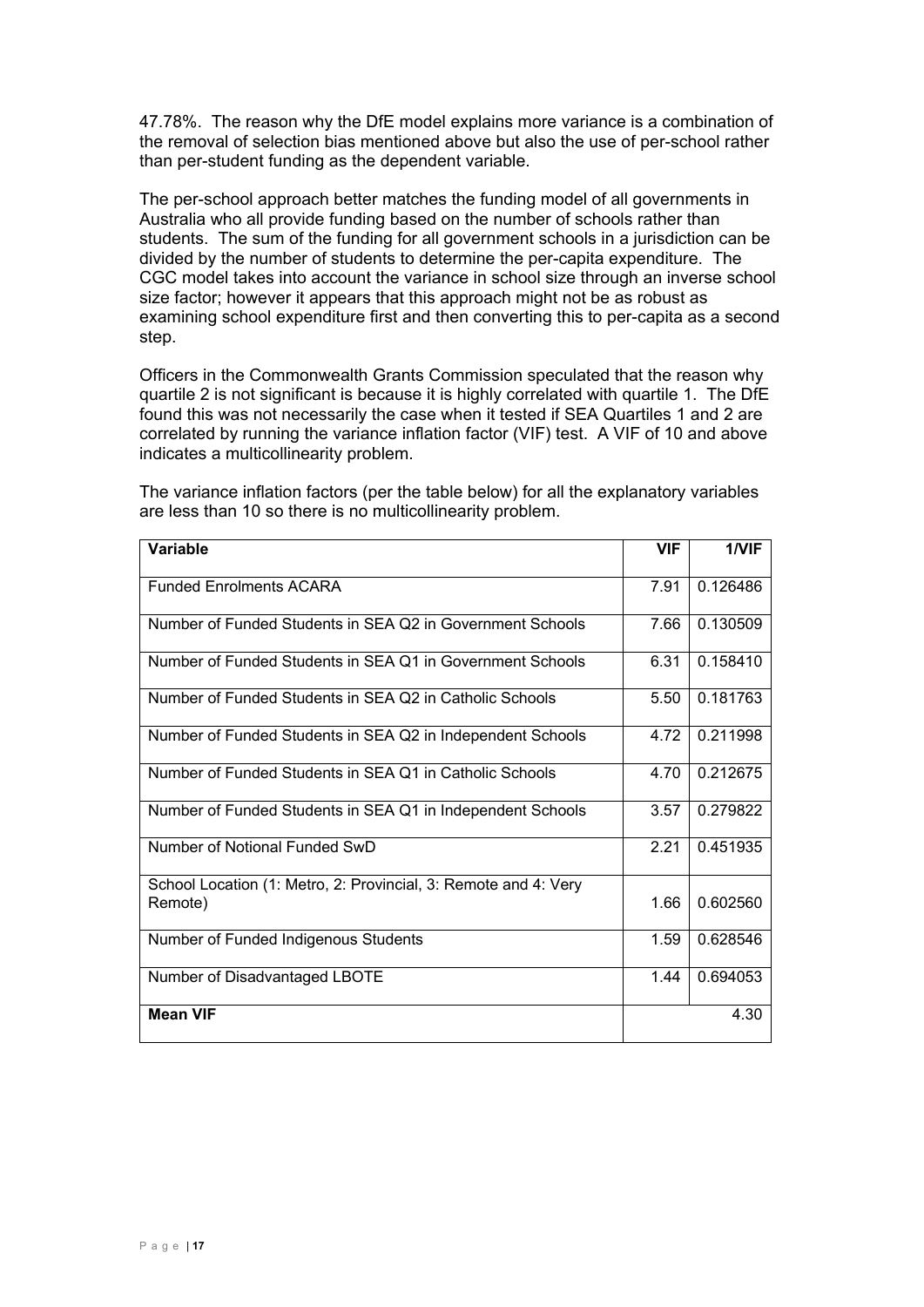47.78%. The reason why the DfE model explains more variance is a combination of the removal of selection bias mentioned above but also the use of per-school rather than per-student funding as the dependent variable.

The per-school approach better matches the funding model of all governments in Australia who all provide funding based on the number of schools rather than students. The sum of the funding for all government schools in a jurisdiction can be divided by the number of students to determine the per-capita expenditure. The CGC model takes into account the variance in school size through an inverse school size factor; however it appears that this approach might not be as robust as examining school expenditure first and then converting this to per-capita as a second step.

Officers in the Commonwealth Grants Commission speculated that the reason why quartile 2 is not significant is because it is highly correlated with quartile 1. The DfE found this was not necessarily the case when it tested if SEA Quartiles 1 and 2 are correlated by running the variance inflation factor (VIF) test. A VIF of 10 and above indicates a multicollinearity problem.

The variance inflation factors (per the table below) for all the explanatory variables are less than 10 so there is no multicollinearity problem.

| **Variable** | **VIF** | **1/VIF** |
|---|---|---|
| Funded Enrolments ACARA | 7.91 | 0.126486 |
| Number of Funded Students in SEA Q2 in Government Schools | 7.66 | 0.130509 |
| Number of Funded Students in SEA Q1 in Government Schools | 6.31 | 0.158410 |
| Number of Funded Students in SEA Q2 in Catholic Schools | 5.50 | 0.181763 |
| Number of Funded Students in SEA Q2 in Independent Schools | 4.72 | 0.211998 |
| Number of Funded Students in SEA Q1 in Catholic Schools | 4.70 | 0.212675 |
| Number of Funded Students in SEA Q1 in Independent Schools | 3.57 | 0.279822 |
| Number of Notional Funded SwD | 2.21 | 0.451935 |
| School Location (1: Metro, 2: Provincial, 3: Remote and 4: Very Remote) | 1.66 | 0.602560 |
| Number of Funded Indigenous Students | 1.59 | 0.628546 |
| Number of Disadvantaged LBOTE | 1.44 | 0.694053 |
| **Mean VIF** | 4.30 | |